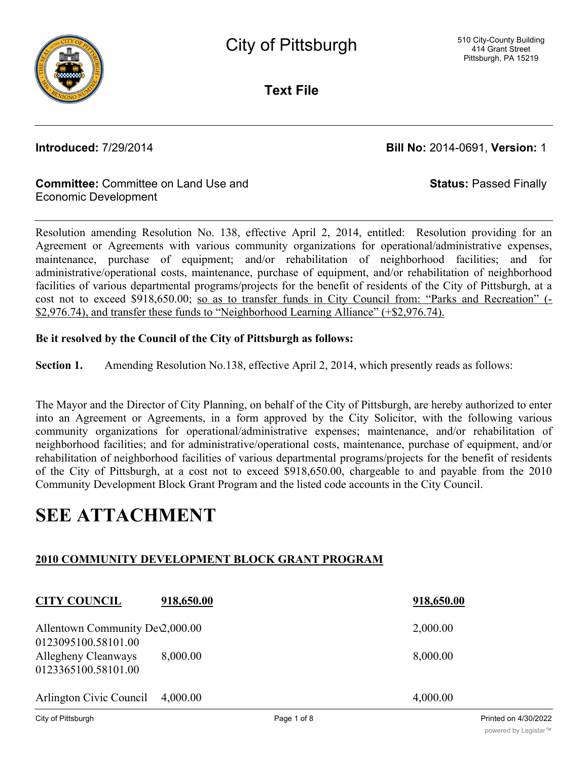# City of Pittsburgh

510 City-County Building
414 Grant Street
Pittsburgh, PA 15219

**Text File**

**Introduced:** 7/29/2014 **Bill No:** 2014-0691, **Version:** 1

**Committee:** Committee on Land Use and Economic Development **Status:** Passed Finally

Resolution amending Resolution No. 138, effective April 2, 2014, entitled: Resolution providing for an Agreement or Agreements with various community organizations for operational/administrative expenses, maintenance, purchase of equipment; and/or rehabilitation of neighborhood facilities; and for administrative/operational costs, maintenance, purchase of equipment, and/or rehabilitation of neighborhood facilities of various departmental programs/projects for the benefit of residents of the City of Pittsburgh, at a cost not to exceed \$918,650.00; so as to transfer funds in City Council from: "Parks and Recreation" (-\$2,976.74), and transfer these funds to "Neighborhood Learning Alliance" (+\$2,976.74).

**Be it resolved by the Council of the City of Pittsburgh as follows:**

**Section 1.** Amending Resolution No.138, effective April 2, 2014, which presently reads as follows:

The Mayor and the Director of City Planning, on behalf of the City of Pittsburgh, are hereby authorized to enter into an Agreement or Agreements, in a form approved by the City Solicitor, with the following various community organizations for operational/administrative expenses; maintenance, and/or rehabilitation of neighborhood facilities; and for administrative/operational costs, maintenance, purchase of equipment, and/or rehabilitation of neighborhood facilities of various departmental programs/projects for the benefit of residents of the City of Pittsburgh, at a cost not to exceed \$918,650.00, chargeable to and payable from the 2010 Community Development Block Grant Program and the listed code accounts in the City Council.

# SEE ATTACHMENT

## 2010 COMMUNITY DEVELOPMENT BLOCK GRANT PROGRAM

| **CITY COUNCIL** | **918,650.00** | **918,650.00** |
|---|---|---|
| Allentown Community Dev 0123095100.58101.00 | 2,000.00 | 2,000.00 |
| Allegheny Cleanways 0123365100.58101.00 | 8,000.00 | 8,000.00 |
| Arlington Civic Council | 4,000.00 | 4,000.00 |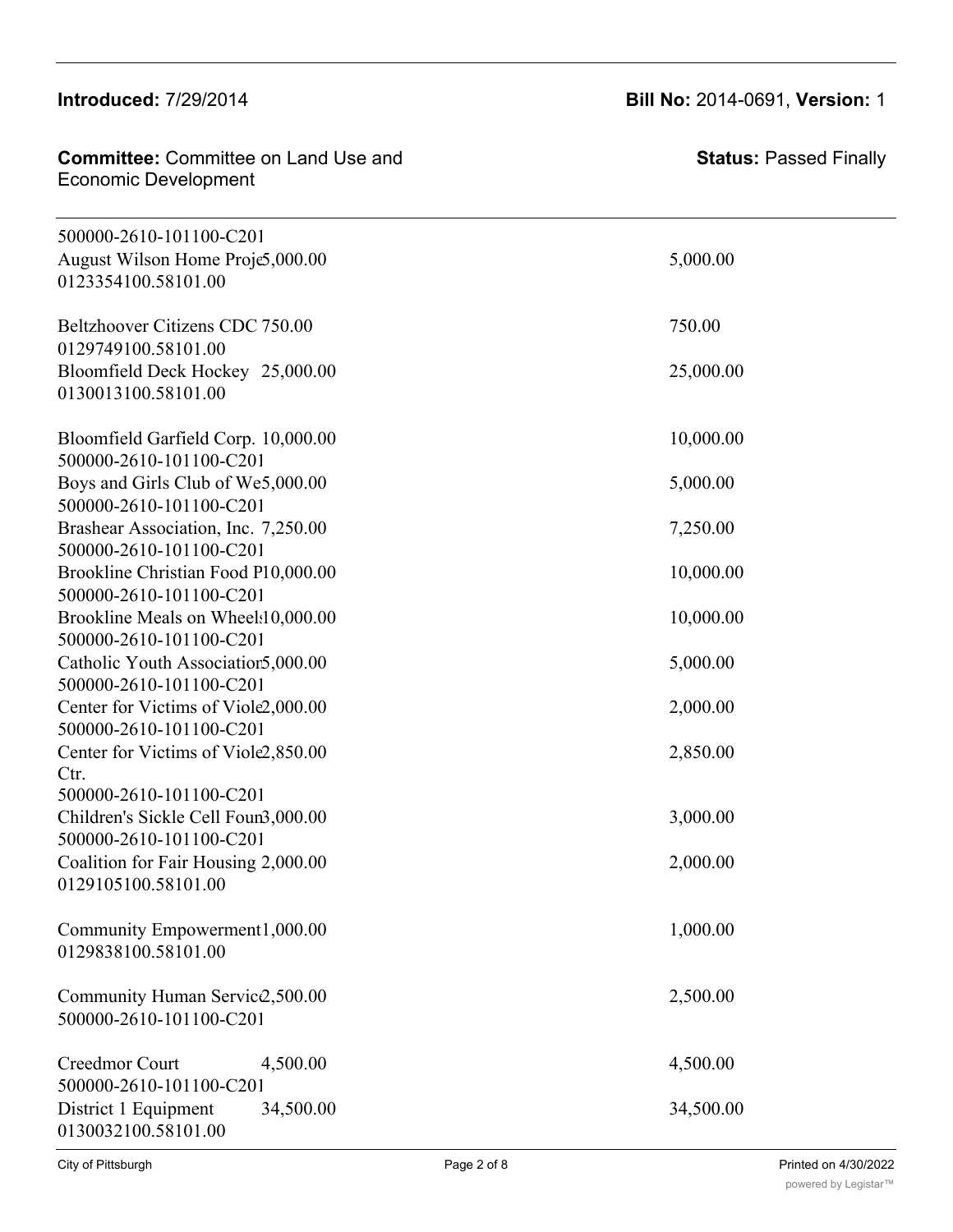| | |
|---|---|
| 500000-2610-101100-C201<br>August Wilson Home Proje5,000.00<br>0123354100.58101.00 | 5,000.00 |
| Beltzhoover Citizens CDC 750.00<br>0129749100.58101.00 | 750.00 |
| Bloomfield Deck Hockey 25,000.00<br>0130013100.58101.00 | 25,000.00 |
| Bloomfield Garfield Corp. 10,000.00<br>500000-2610-101100-C201 | 10,000.00 |
| Boys and Girls Club of We5,000.00<br>500000-2610-101100-C201 | 5,000.00 |
| Brashear Association, Inc. 7,250.00<br>500000-2610-101100-C201 | 7,250.00 |
| Brookline Christian Food P10,000.00<br>500000-2610-101100-C201 | 10,000.00 |
| Brookline Meals on Wheel10,000.00<br>500000-2610-101100-C201 | 10,000.00 |
| Catholic Youth Associatior5,000.00<br>500000-2610-101100-C201 | 5,000.00 |
| Center for Victims of Viole2,000.00<br>500000-2610-101100-C201 | 2,000.00 |
| Center for Victims of Viole2,850.00<br>Ctr.<br>500000-2610-101100-C201 | 2,850.00 |
| Children's Sickle Cell Foun3,000.00<br>500000-2610-101100-C201 | 3,000.00 |
| Coalition for Fair Housing 2,000.00<br>0129105100.58101.00 | 2,000.00 |
| Community Empowerment1,000.00<br>0129838100.58101.00 | 1,000.00 |
| Community Human Servic2,500.00<br>500000-2610-101100-C201 | 2,500.00 |
| Creedmor Court 4,500.00<br>500000-2610-101100-C201 | 4,500.00 |
| District 1 Equipment 34,500.00<br>0130032100.58101.00 | 34,500.00 |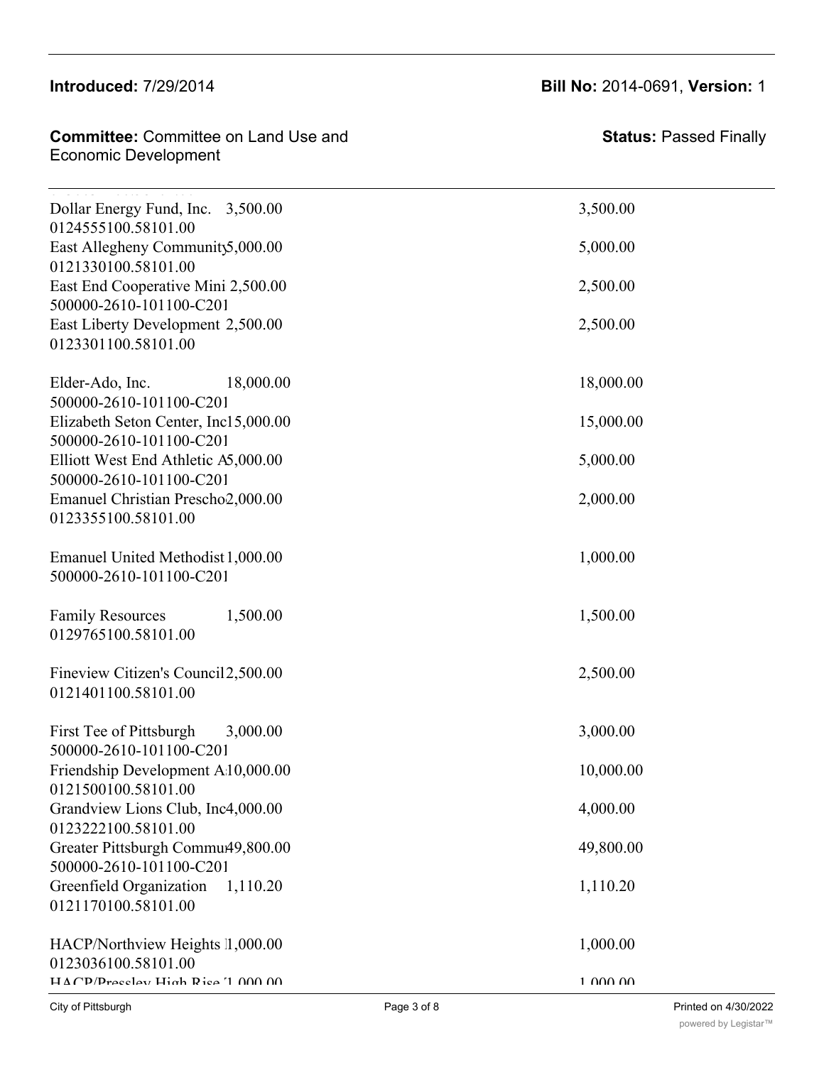| | | |
|---|---|---|
| Dollar Energy Fund, Inc. 0124555100.58101.00 | 3,500.00 | 3,500.00 |
| East Allegheny Community 0121330100.58101.00 | 5,000.00 | 5,000.00 |
| East End Cooperative Mini 500000-2610-101100-C201 | 2,500.00 | 2,500.00 |
| East Liberty Development 0123301100.58101.00 | 2,500.00 | 2,500.00 |
| Elder-Ado, Inc. 500000-2610-101100-C201 | 18,000.00 | 18,000.00 |
| Elizabeth Seton Center, Inc 500000-2610-101100-C201 | 15,000.00 | 15,000.00 |
| Elliott West End Athletic A 500000-2610-101100-C201 | 5,000.00 | 5,000.00 |
| Emanuel Christian Prescho 0123355100.58101.00 | 2,000.00 | 2,000.00 |
| Emanuel United Methodist 500000-2610-101100-C201 | 1,000.00 | 1,000.00 |
| Family Resources 0129765100.58101.00 | 1,500.00 | 1,500.00 |
| Fineview Citizen's Council 0121401100.58101.00 | 2,500.00 | 2,500.00 |
| First Tee of Pittsburgh 500000-2610-101100-C201 | 3,000.00 | 3,000.00 |
| Friendship Development A 0121500100.58101.00 | 10,000.00 | 10,000.00 |
| Grandview Lions Club, Inc 0123222100.58101.00 | 4,000.00 | 4,000.00 |
| Greater Pittsburgh Commu 500000-2610-101100-C201 | 49,800.00 | 49,800.00 |
| Greenfield Organization 0121170100.58101.00 | 1,110.20 | 1,110.20 |
| HACP/Northview Heights 0123036100.58101.00 | 1,000.00 | 1,000.00 |
| HACP/Pressley High Rise | 1,000.00 | 1,000.00 |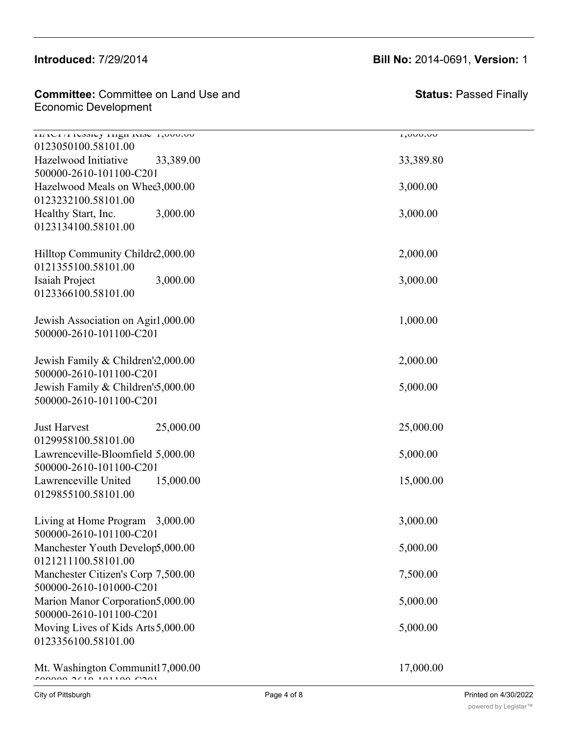**Introduced:** 7/29/2014

**Bill No:** 2014-0691, **Version:** 1

**Committee:** Committee on Land Use and Economic Development

**Status:** Passed Finally

| | | |
|---|---|---|
| HACP/Pressley High Rise 1,000.00 0123050100.58101.00 | | 1,000.00 |
| Hazelwood Initiative 500000-2610-101100-C201 | 33,389.00 | 33,389.80 |
| Hazelwood Meals on Whee 0123232100.58101.00 | 3,000.00 | 3,000.00 |
| Healthy Start, Inc. 0123134100.58101.00 | 3,000.00 | 3,000.00 |
| Hilltop Community Childre 0121355100.58101.00 | 2,000.00 | 2,000.00 |
| Isaiah Project 0123366100.58101.00 | 3,000.00 | 3,000.00 |
| Jewish Association on Agir 500000-2610-101100-C201 | 1,000.00 | 1,000.00 |
| Jewish Family & Children's 500000-2610-101100-C201 | 2,000.00 | 2,000.00 |
| Jewish Family & Children's 500000-2610-101100-C201 | 5,000.00 | 5,000.00 |
| Just Harvest 0129958100.58101.00 | 25,000.00 | 25,000.00 |
| Lawrenceville-Bloomfield 500000-2610-101100-C201 | 5,000.00 | 5,000.00 |
| Lawrenceville United 0129855100.58101.00 | 15,000.00 | 15,000.00 |
| Living at Home Program 500000-2610-101100-C201 | 3,000.00 | 3,000.00 |
| Manchester Youth Develop 0121211100.58101.00 | 5,000.00 | 5,000.00 |
| Manchester Citizen's Corp 500000-2610-101000-C201 | 7,500.00 | 7,500.00 |
| Marion Manor Corporation 500000-2610-101100-C201 | 5,000.00 | 5,000.00 |
| Moving Lives of Kids Arts 0123356100.58101.00 | 5,000.00 | 5,000.00 |
| Mt. Washington Communit 500000-2610-101100-C201 | 17,000.00 | 17,000.00 |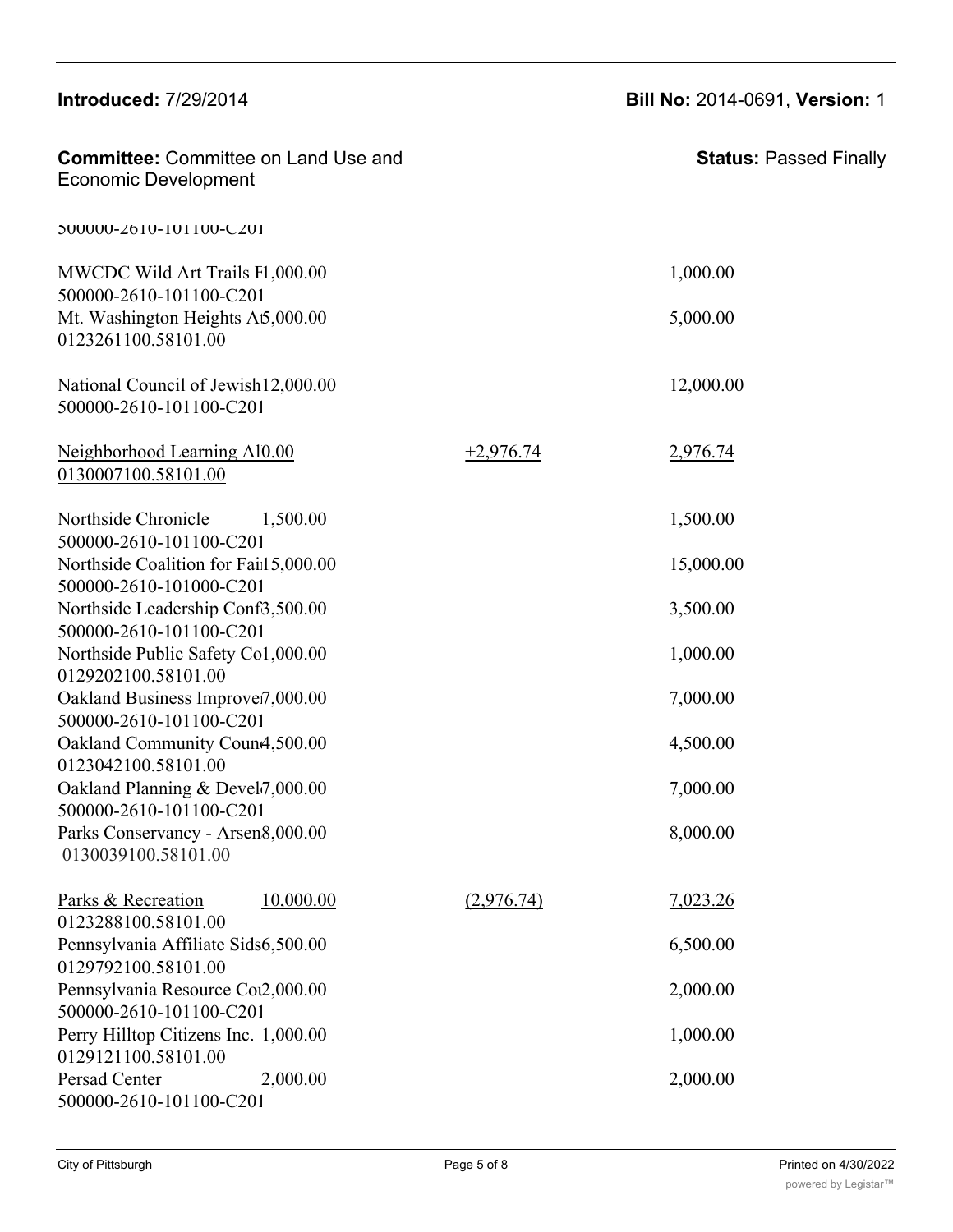| | | | |
|---|---|---|---|
| 500000-2610-101100-C201 | | | |
| MWCDC Wild Art Trails F<br>500000-2610-101100-C201 | 1,000.00 | | 1,000.00 |
| Mt. Washington Heights A<br>0123261100.58101.00 | 5,000.00 | | 5,000.00 |
| National Council of Jewish<br>500000-2610-101100-C201 | 12,000.00 | | 12,000.00 |
| Neighborhood Learning Al<br>0130007100.58101.00 | 0.00 | +2,976.74 | 2,976.74 |
| Northside Chronicle<br>500000-2610-101100-C201 | 1,500.00 | | 1,500.00 |
| Northside Coalition for Fai<br>500000-2610-101000-C201 | 15,000.00 | | 15,000.00 |
| Northside Leadership Conf<br>500000-2610-101100-C201 | 3,500.00 | | 3,500.00 |
| Northside Public Safety Co<br>0129202100.58101.00 | 1,000.00 | | 1,000.00 |
| Oakland Business Improve<br>500000-2610-101100-C201 | 7,000.00 | | 7,000.00 |
| Oakland Community Coun<br>0123042100.58101.00 | 4,500.00 | | 4,500.00 |
| Oakland Planning & Devel<br>500000-2610-101100-C201 | 7,000.00 | | 7,000.00 |
| Parks Conservancy - Arsen<br>0130039100.58101.00 | 8,000.00 | | 8,000.00 |
| Parks & Recreation<br>0123288100.58101.00 | 10,000.00 | (2,976.74) | 7,023.26 |
| Pennsylvania Affiliate Sids<br>0129792100.58101.00 | 6,500.00 | | 6,500.00 |
| Pennsylvania Resource Co<br>500000-2610-101100-C201 | 2,000.00 | | 2,000.00 |
| Perry Hilltop Citizens Inc.<br>0129121100.58101.00 | 1,000.00 | | 1,000.00 |
| Persad Center<br>500000-2610-101100-C201 | 2,000.00 | | 2,000.00 |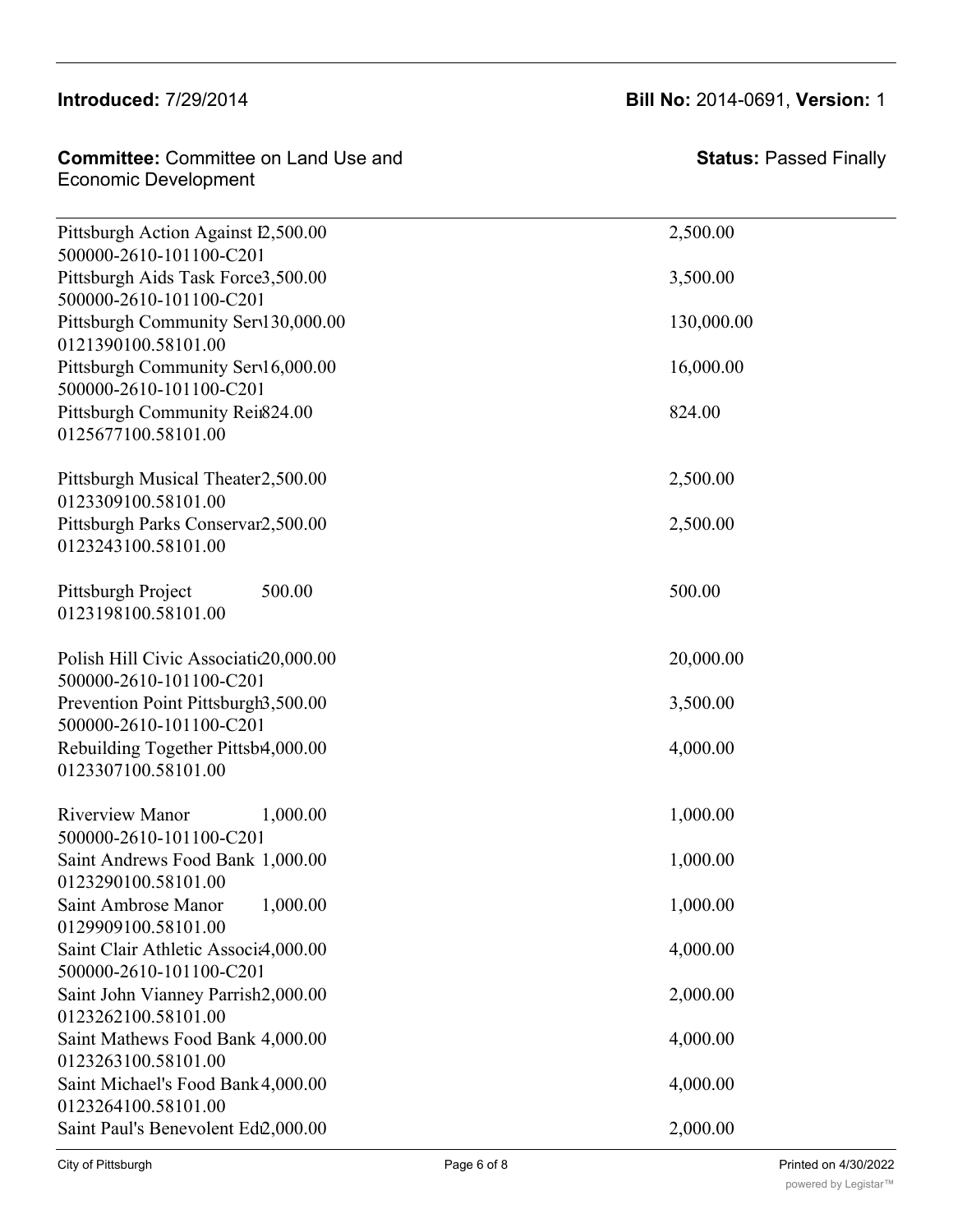**Introduced:** 7/29/2014 **Bill No:** 2014-0691, **Version:** 1

**Committee:** Committee on Land Use and Economic Development **Status:** Passed Finally

| | | |
|---|---|---|
| Pittsburgh Action Against I2,500.00<br>500000-2610-101100-C201 | | 2,500.00 |
| Pittsburgh Aids Task Force3,500.00<br>500000-2610-101100-C201 | | 3,500.00 |
| Pittsburgh Community Serv130,000.00<br>0121390100.58101.00 | | 130,000.00 |
| Pittsburgh Community Serv16,000.00<br>500000-2610-101100-C201 | | 16,000.00 |
| Pittsburgh Community Rei824.00<br>0125677100.58101.00 | | 824.00 |
| Pittsburgh Musical Theater2,500.00<br>0123309100.58101.00 | | 2,500.00 |
| Pittsburgh Parks Conservar2,500.00<br>0123243100.58101.00 | | 2,500.00 |
| Pittsburgh Project<br>0123198100.58101.00 | 500.00 | 500.00 |
| Polish Hill Civic Associati20,000.00<br>500000-2610-101100-C201 | | 20,000.00 |
| Prevention Point Pittsburgh3,500.00<br>500000-2610-101100-C201 | | 3,500.00 |
| Rebuilding Together Pittsb4,000.00<br>0123307100.58101.00 | | 4,000.00 |
| Riverview Manor<br>500000-2610-101100-C201 | 1,000.00 | 1,000.00 |
| Saint Andrews Food Bank<br>0123290100.58101.00 | 1,000.00 | 1,000.00 |
| Saint Ambrose Manor<br>0129909100.58101.00 | 1,000.00 | 1,000.00 |
| Saint Clair Athletic Associ4,000.00<br>500000-2610-101100-C201 | | 4,000.00 |
| Saint John Vianney Parrish2,000.00<br>0123262100.58101.00 | | 2,000.00 |
| Saint Mathews Food Bank<br>0123263100.58101.00 | 4,000.00 | 4,000.00 |
| Saint Michael's Food Bank<br>0123264100.58101.00 | 4,000.00 | 4,000.00 |
| Saint Paul's Benevolent Ed2,000.00 | | 2,000.00 |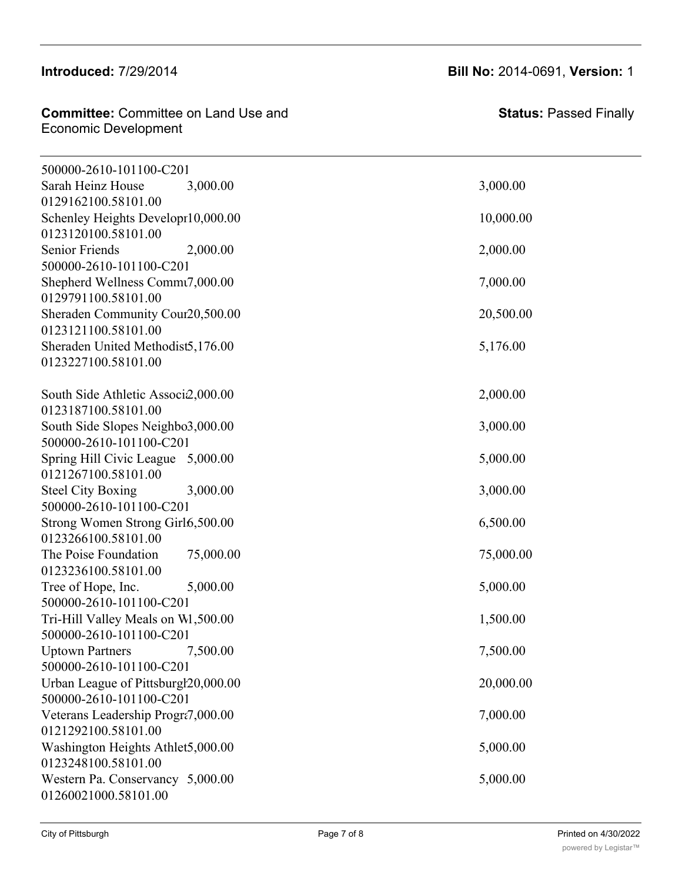**Introduced:** 7/29/2014 **Bill No:** 2014-0691, **Version:** 1

**Committee:** Committee on Land Use and Economic Development **Status:** Passed Finally

| | | |
|---|---|---|
| 500000-2610-101100-C201 | | |
| Sarah Heinz House | 3,000.00 | 3,000.00 |
| 0129162100.58101.00 | | |
| Schenley Heights Developr | 10,000.00 | 10,000.00 |
| 0123120100.58101.00 | | |
| Senior Friends | 2,000.00 | 2,000.00 |
| 500000-2610-101100-C201 | | |
| Shepherd Wellness Commu | 7,000.00 | 7,000.00 |
| 0129791100.58101.00 | | |
| Sheraden Community Cour | 20,500.00 | 20,500.00 |
| 0123121100.58101.00 | | |
| Sheraden United Methodist | 5,176.00 | 5,176.00 |
| 0123227100.58101.00 | | |
| South Side Athletic Associ | 2,000.00 | 2,000.00 |
| 0123187100.58101.00 | | |
| South Side Slopes Neighbo | 3,000.00 | 3,000.00 |
| 500000-2610-101100-C201 | | |
| Spring Hill Civic League | 5,000.00 | 5,000.00 |
| 0121267100.58101.00 | | |
| Steel City Boxing | 3,000.00 | 3,000.00 |
| 500000-2610-101100-C201 | | |
| Strong Women Strong Girl | 6,500.00 | 6,500.00 |
| 0123266100.58101.00 | | |
| The Poise Foundation | 75,000.00 | 75,000.00 |
| 0123236100.58101.00 | | |
| Tree of Hope, Inc. | 5,000.00 | 5,000.00 |
| 500000-2610-101100-C201 | | |
| Tri-Hill Valley Meals on W | 1,500.00 | 1,500.00 |
| 500000-2610-101100-C201 | | |
| Uptown Partners | 7,500.00 | 7,500.00 |
| 500000-2610-101100-C201 | | |
| Urban League of Pittsburgh | 20,000.00 | 20,000.00 |
| 500000-2610-101100-C201 | | |
| Veterans Leadership Progra | 7,000.00 | 7,000.00 |
| 0121292100.58101.00 | | |
| Washington Heights Athlet | 5,000.00 | 5,000.00 |
| 0123248100.58101.00 | | |
| Western Pa. Conservancy | 5,000.00 | 5,000.00 |
| 01260021000.58101.00 | | |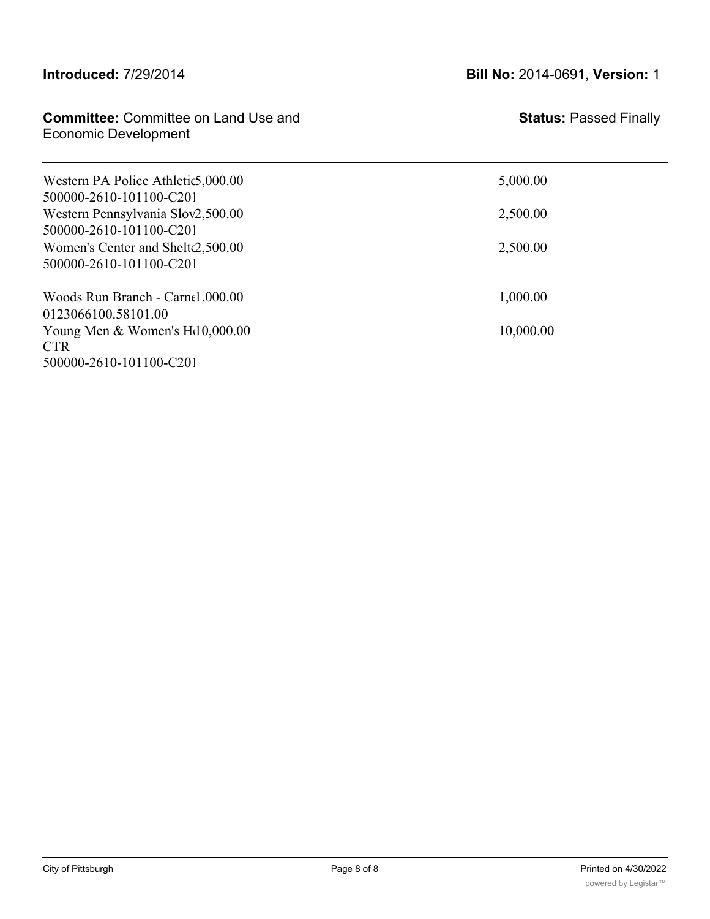**Introduced:** 7/29/2014

**Bill No:** 2014-0691, **Version:** 1

**Committee:** Committee on Land Use and Economic Development

**Status:** Passed Finally

| | |
|---|---|
| Western PA Police Athletic5,000.00<br>500000-2610-101100-C201 | 5,000.00 |
| Western Pennsylvania Slov2,500.00<br>500000-2610-101100-C201 | 2,500.00 |
| Women's Center and Shelte2,500.00<br>500000-2610-101100-C201 | 2,500.00 |
| Woods Run Branch - Carne1,000.00<br>0123066100.58101.00 | 1,000.00 |
| Young Men & Women's H10,000.00<br>CTR<br>500000-2610-101100-C201 | 10,000.00 |